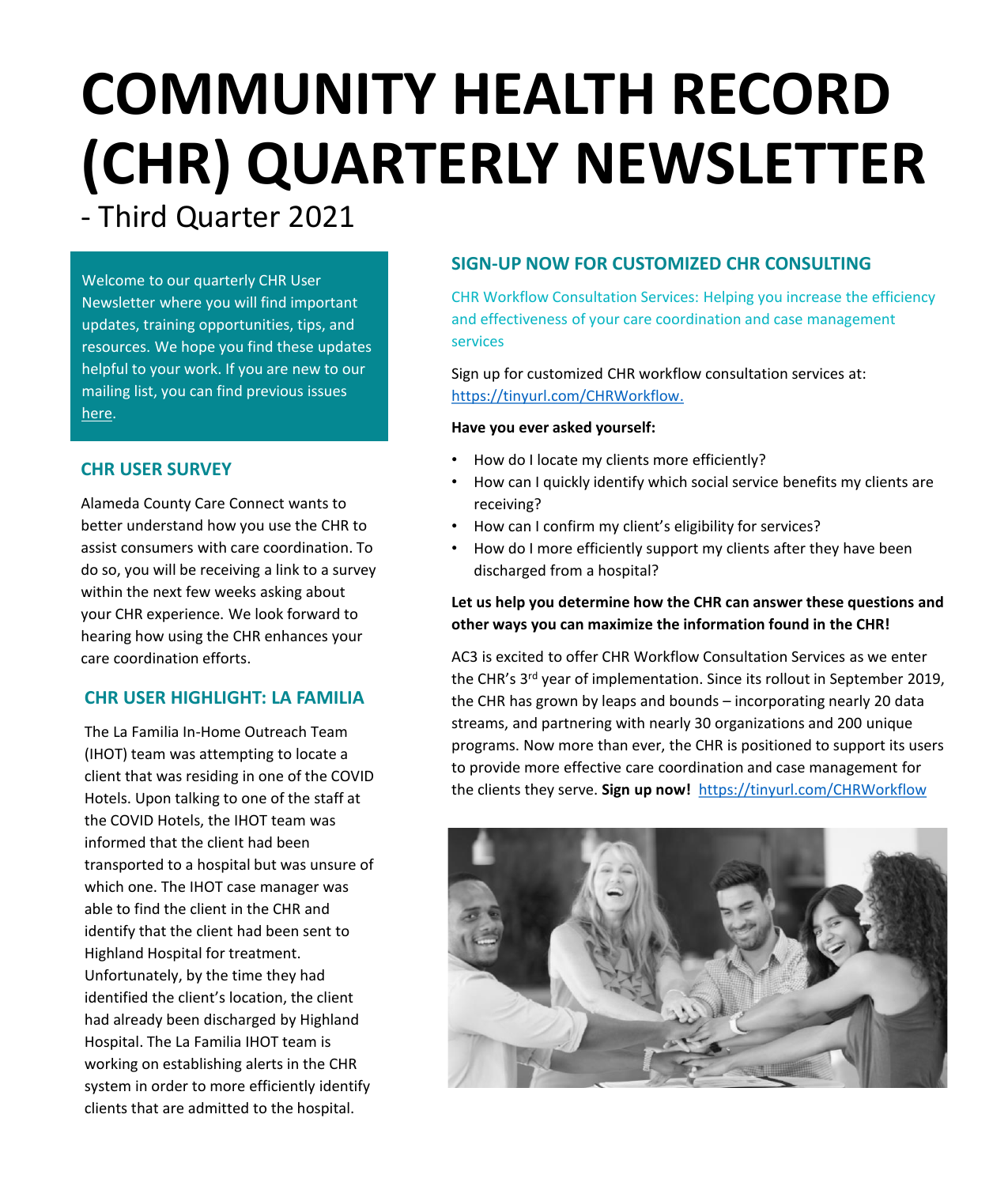# COMMUNITY HEALTH RECORD (CHR) QUARTERLY NEWSLETTER

- Third Quarter 2021

Welcome to our quarterly CHR User Newsletter where you will find important updates, training opportunities, tips, and resources. We hope you find these updates helpful to your work. If you are new to our mailing list, you can find previous issues here.

## CHR USER SURVEY

Alameda County Care Connect wants to better understand how you use the CHR to assist consumers with care coordination. To do so, you will be receiving a link to a survey within the next few weeks asking about your CHR experience. We look forward to hearing how using the CHR enhances your care coordination efforts.

## CHR USER HIGHLIGHT: LA FAMILIA

The La Familia In-Home Outreach Team (IHOT) team was attempting to locate a client that was residing in one of the COVID Hotels. Upon talking to one of the staff at the COVID Hotels, the IHOT team was informed that the client had been transported to a hospital but was unsure of which one. The IHOT case manager was able to find the client in the CHR and identify that the client had been sent to Highland Hospital for treatment. Unfortunately, by the time they had identified the client's location, the client had already been discharged by Highland Hospital. The La Familia IHOT team is working on establishing alerts in the CHR system in order to more efficiently identify clients that are admitted to the hospital.

## SIGN-UP NOW FOR CUSTOMIZED CHR CONSULTING

CHR Workflow Consultation Services: Helping you increase the efficiency and effectiveness of your care coordination and case management services

Sign up for customized CHR workflow consultation services at: https://tinyurl.com/CHRWorkflow.

**Have you ever asked yourself:**

- How do I locate my clients more efficiently?
- How can I quickly identify which social service benefits my clients are receiving?
- How can I confirm my client's eligibility for services?
- How do I more efficiently support my clients after they have been discharged from a hospital?

**Let us help you determine how the CHR can answer these questions and other ways you can maximize the information found in the CHR!**

AC3 is excited to offer CHR Workflow Consultation Services as we enter the CHR's 3rd year of implementation. Since its rollout in September 2019, the CHR has grown by leaps and bounds – incorporating nearly 20 data streams, and partnering with nearly 30 organizations and 200 unique programs. Now more than ever, the CHR is positioned to support its users to provide more effective care coordination and case management for the clients they serve. **Sign up now!** https://tinyurl.com/CHRWorkflow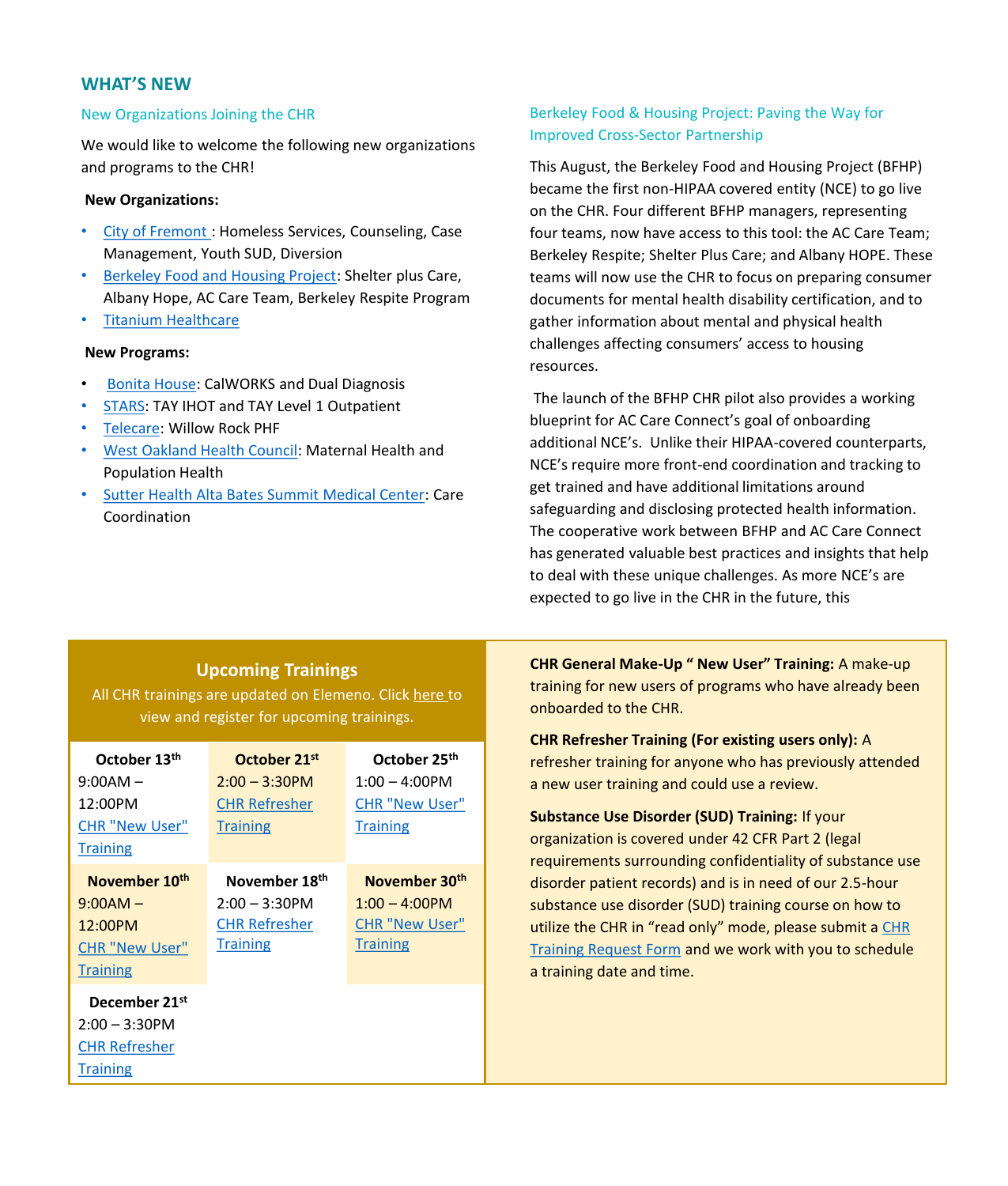## WHAT'S NEW

### New Organizations Joining the CHR

We would like to welcome the following new organizations and programs to the CHR!

**New Organizations:**

- City of Fremont : Homeless Services, Counseling, Case Management, Youth SUD, Diversion
- Berkeley Food and Housing Project: Shelter plus Care, Albany Hope, AC Care Team, Berkeley Respite Program
- Titanium Healthcare

**New Programs:**

- Bonita House: CalWORKS and Dual Diagnosis
- STARS: TAY IHOT and TAY Level 1 Outpatient
- Telecare: Willow Rock PHF
- West Oakland Health Council: Maternal Health and Population Health
- Sutter Health Alta Bates Summit Medical Center: Care Coordination

### Berkeley Food & Housing Project: Paving the Way for Improved Cross-Sector Partnership

This August, the Berkeley Food and Housing Project (BFHP) became the first non-HIPAA covered entity (NCE) to go live on the CHR. Four different BFHP managers, representing four teams, now have access to this tool: the AC Care Team; Berkeley Respite; Shelter Plus Care; and Albany HOPE. These teams will now use the CHR to focus on preparing consumer documents for mental health disability certification, and to gather information about mental and physical health challenges affecting consumers' access to housing resources.

The launch of the BFHP CHR pilot also provides a working blueprint for AC Care Connect's goal of onboarding additional NCE's. Unlike their HIPAA-covered counterparts, NCE's require more front-end coordination and tracking to get trained and have additional limitations around safeguarding and disclosing protected health information. The cooperative work between BFHP and AC Care Connect has generated valuable best practices and insights that help to deal with these unique challenges. As more NCE's are expected to go live in the CHR in the future, this

## Upcoming Trainings

All CHR trainings are updated on Elemeno. Click here to view and register for upcoming trainings.

| | | |
|---|---|---|
| **October 13th**<br>9:00AM – 12:00PM<br>CHR "New User" Training | **October 21st**<br>2:00 – 3:30PM<br>CHR Refresher Training | **October 25th**<br>1:00 – 4:00PM<br>CHR "New User" Training |
| **November 10th**<br>9:00AM – 12:00PM<br>CHR "New User" Training | **November 18th**<br>2:00 – 3:30PM<br>CHR Refresher Training | **November 30th**<br>1:00 – 4:00PM<br>CHR "New User" Training |
| **December 21st**<br>2:00 – 3:30PM<br>CHR Refresher Training | | |

**CHR General Make-Up " New User" Training:** A make-up training for new users of programs who have already been onboarded to the CHR.

**CHR Refresher Training (For existing users only):** A refresher training for anyone who has previously attended a new user training and could use a review.

**Substance Use Disorder (SUD) Training:** If your organization is covered under 42 CFR Part 2 (legal requirements surrounding confidentiality of substance use disorder patient records) and is in need of our 2.5-hour substance use disorder (SUD) training course on how to utilize the CHR in "read only" mode, please submit a CHR Training Request Form and we work with you to schedule a training date and time.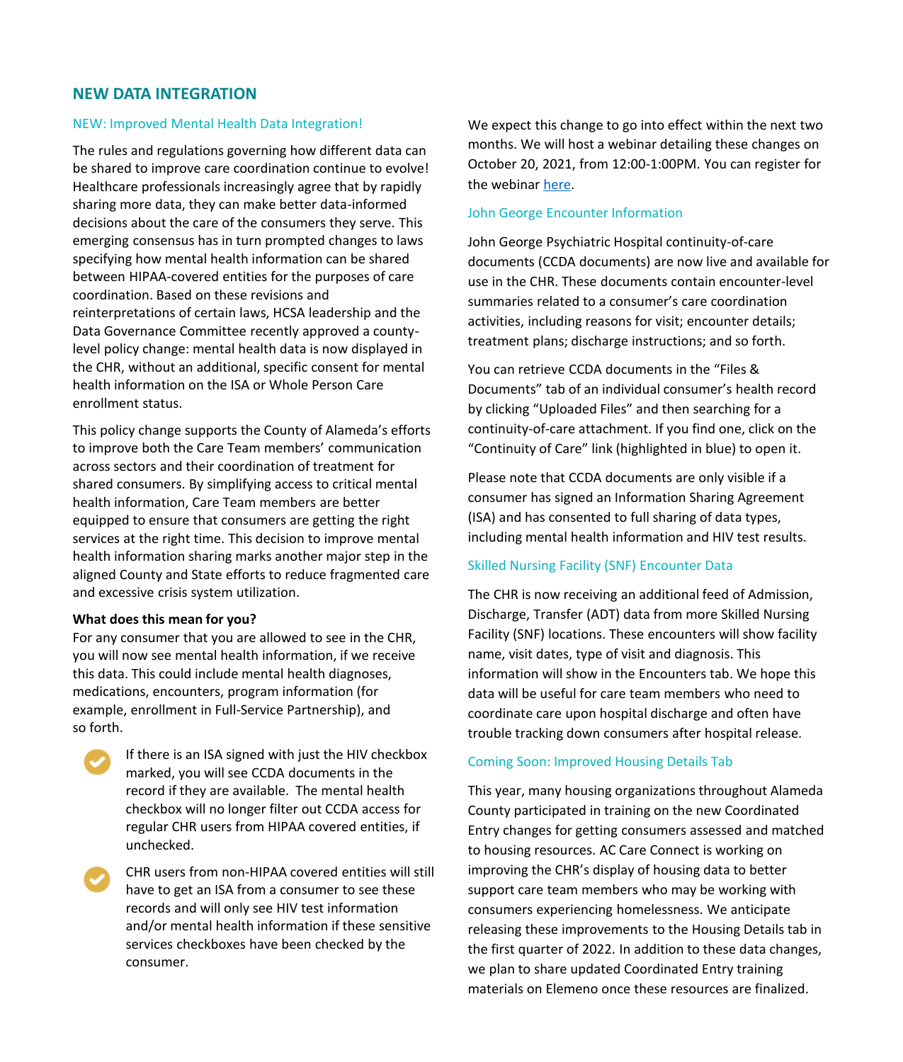## NEW DATA INTEGRATION

### NEW: Improved Mental Health Data Integration!

The rules and regulations governing how different data can be shared to improve care coordination continue to evolve! Healthcare professionals increasingly agree that by rapidly sharing more data, they can make better data-informed decisions about the care of the consumers they serve. This emerging consensus has in turn prompted changes to laws specifying how mental health information can be shared between HIPAA-covered entities for the purposes of care coordination. Based on these revisions and reinterpretations of certain laws, HCSA leadership and the Data Governance Committee recently approved a county-level policy change: mental health data is now displayed in the CHR, without an additional, specific consent for mental health information on the ISA or Whole Person Care enrollment status.

This policy change supports the County of Alameda's efforts to improve both the Care Team members' communication across sectors and their coordination of treatment for shared consumers. By simplifying access to critical mental health information, Care Team members are better equipped to ensure that consumers are getting the right services at the right time. This decision to improve mental health information sharing marks another major step in the aligned County and State efforts to reduce fragmented care and excessive crisis system utilization.

**What does this mean for you?**
For any consumer that you are allowed to see in the CHR, you will now see mental health information, if we receive this data. This could include mental health diagnoses, medications, encounters, program information (for example, enrollment in Full-Service Partnership), and so forth.

- If there is an ISA signed with just the HIV checkbox marked, you will see CCDA documents in the record if they are available. The mental health checkbox will no longer filter out CCDA access for regular CHR users from HIPAA covered entities, if unchecked.
- CHR users from non-HIPAA covered entities will still have to get an ISA from a consumer to see these records and will only see HIV test information and/or mental health information if these sensitive services checkboxes have been checked by the consumer.

We expect this change to go into effect within the next two months. We will host a webinar detailing these changes on October 20, 2021, from 12:00-1:00PM. You can register for the webinar here.

### John George Encounter Information

John George Psychiatric Hospital continuity-of-care documents (CCDA documents) are now live and available for use in the CHR. These documents contain encounter-level summaries related to a consumer's care coordination activities, including reasons for visit; encounter details; treatment plans; discharge instructions; and so forth.

You can retrieve CCDA documents in the "Files & Documents" tab of an individual consumer's health record by clicking "Uploaded Files" and then searching for a continuity-of-care attachment. If you find one, click on the "Continuity of Care" link (highlighted in blue) to open it.

Please note that CCDA documents are only visible if a consumer has signed an Information Sharing Agreement (ISA) and has consented to full sharing of data types, including mental health information and HIV test results.

### Skilled Nursing Facility (SNF) Encounter Data

The CHR is now receiving an additional feed of Admission, Discharge, Transfer (ADT) data from more Skilled Nursing Facility (SNF) locations. These encounters will show facility name, visit dates, type of visit and diagnosis. This information will show in the Encounters tab. We hope this data will be useful for care team members who need to coordinate care upon hospital discharge and often have trouble tracking down consumers after hospital release.

### Coming Soon: Improved Housing Details Tab

This year, many housing organizations throughout Alameda County participated in training on the new Coordinated Entry changes for getting consumers assessed and matched to housing resources. AC Care Connect is working on improving the CHR's display of housing data to better support care team members who may be working with consumers experiencing homelessness. We anticipate releasing these improvements to the Housing Details tab in the first quarter of 2022. In addition to these data changes, we plan to share updated Coordinated Entry training materials on Elemeno once these resources are finalized.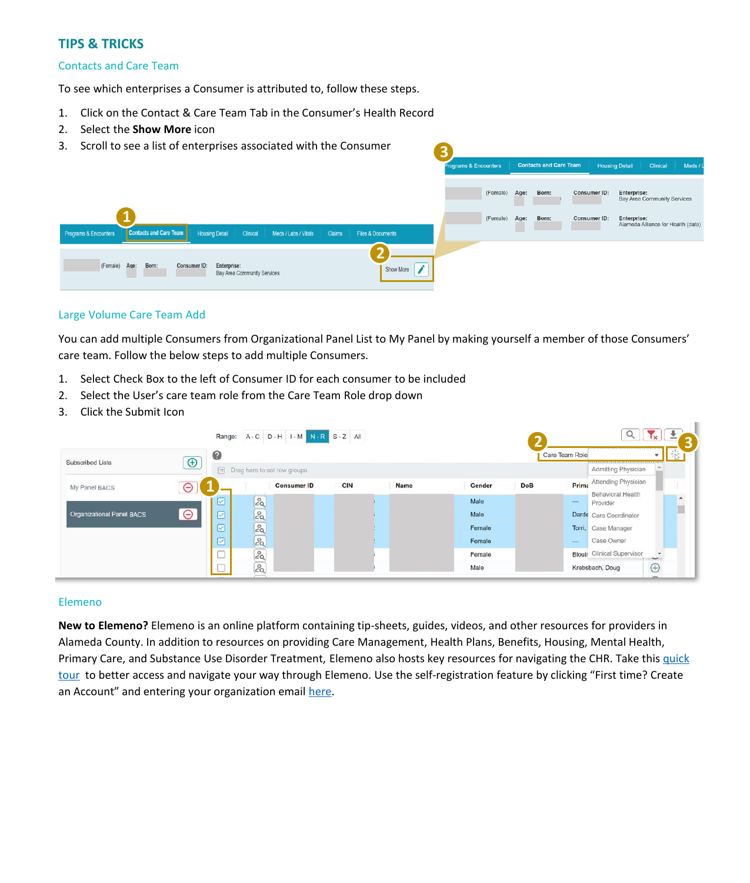# TIPS & TRICKS

## Contacts and Care Team

To see which enterprises a Consumer is attributed to, follow these steps.

1. Click on the Contact & Care Team Tab in the Consumer's Health Record
2. Select the **Show More** icon
3. Scroll to see a list of enterprises associated with the Consumer

## Large Volume Care Team Add

You can add multiple Consumers from Organizational Panel List to My Panel by making yourself a member of those Consumers' care team. Follow the below steps to add multiple Consumers.

1. Select Check Box to the left of Consumer ID for each consumer to be included
2. Select the User's care team role from the Care Team Role drop down
3. Click the Submit Icon

## Elemeno

**New to Elemeno?** Elemeno is an online platform containing tip-sheets, guides, videos, and other resources for providers in Alameda County. In addition to resources on providing Care Management, Health Plans, Benefits, Housing, Mental Health, Primary Care, and Substance Use Disorder Treatment, Elemeno also hosts key resources for navigating the CHR. Take this quick tour to better access and navigate your way through Elemeno. Use the self-registration feature by clicking "First time? Create an Account" and entering your organization email here.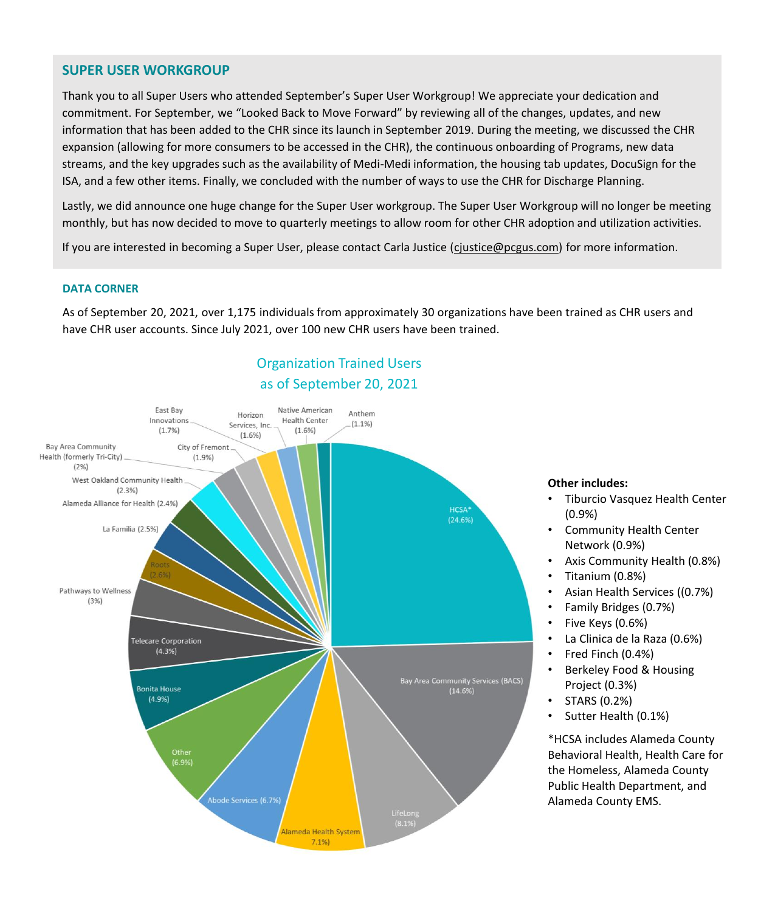## SUPER USER WORKGROUP

Thank you to all Super Users who attended September's Super User Workgroup! We appreciate your dedication and commitment. For September, we "Looked Back to Move Forward" by reviewing all of the changes, updates, and new information that has been added to the CHR since its launch in September 2019. During the meeting, we discussed the CHR expansion (allowing for more consumers to be accessed in the CHR), the continuous onboarding of Programs, new data streams, and the key upgrades such as the availability of Medi-Medi information, the housing tab updates, DocuSign for the ISA, and a few other items. Finally, we concluded with the number of ways to use the CHR for Discharge Planning.

Lastly, we did announce one huge change for the Super User workgroup. The Super User Workgroup will no longer be meeting monthly, but has now decided to move to quarterly meetings to allow room for other CHR adoption and utilization activities.

If you are interested in becoming a Super User, please contact Carla Justice (cjustice@pcgus.com) for more information.

### DATA CORNER

As of September 20, 2021, over 1,175 individuals from approximately 30 organizations have been trained as CHR users and have CHR user accounts. Since July 2021, over 100 new CHR users have been trained.

**Organization Trained Users as of September 20, 2021**

| Organization | Share |
|---|---|
| HCSA* | 24.6% |
| Bay Area Community Services (BACS) | 14.6% |
| LifeLong | 8.1% |
| Alameda Health System | 7.1% |
| Other | 6.9% |
| Abode Services | 6.7% |
| Bonita House | 4.9% |
| Telecare Corporation | 4.3% |
| Pathways to Wellness | 3% |
| Roots | 2.6% |
| La Familia | 2.5% |
| Alameda Alliance for Health | 2.4% |
| West Oakland Community Health | 2.3% |
| Bay Area Community Health (formerly Tri-City) | 2% |
| City of Fremont | 1.9% |
| East Bay Innovations | 1.7% |
| Horizon Services, Inc. | 1.6% |
| Native American Health Center | 1.6% |
| Anthem | 1.1% |

**Other includes:**

- Tiburcio Vasquez Health Center (0.9%)
- Community Health Center Network (0.9%)
- Axis Community Health (0.8%)
- Titanium (0.8%)
- Asian Health Services ((0.7%)
- Family Bridges (0.7%)
- Five Keys (0.6%)
- La Clinica de la Raza (0.6%)
- Fred Finch (0.4%)
- Berkeley Food & Housing Project (0.3%)
- STARS (0.2%)
- Sutter Health (0.1%)

*HCSA includes Alameda County Behavioral Health, Health Care for the Homeless, Alameda County Public Health Department, and Alameda County EMS.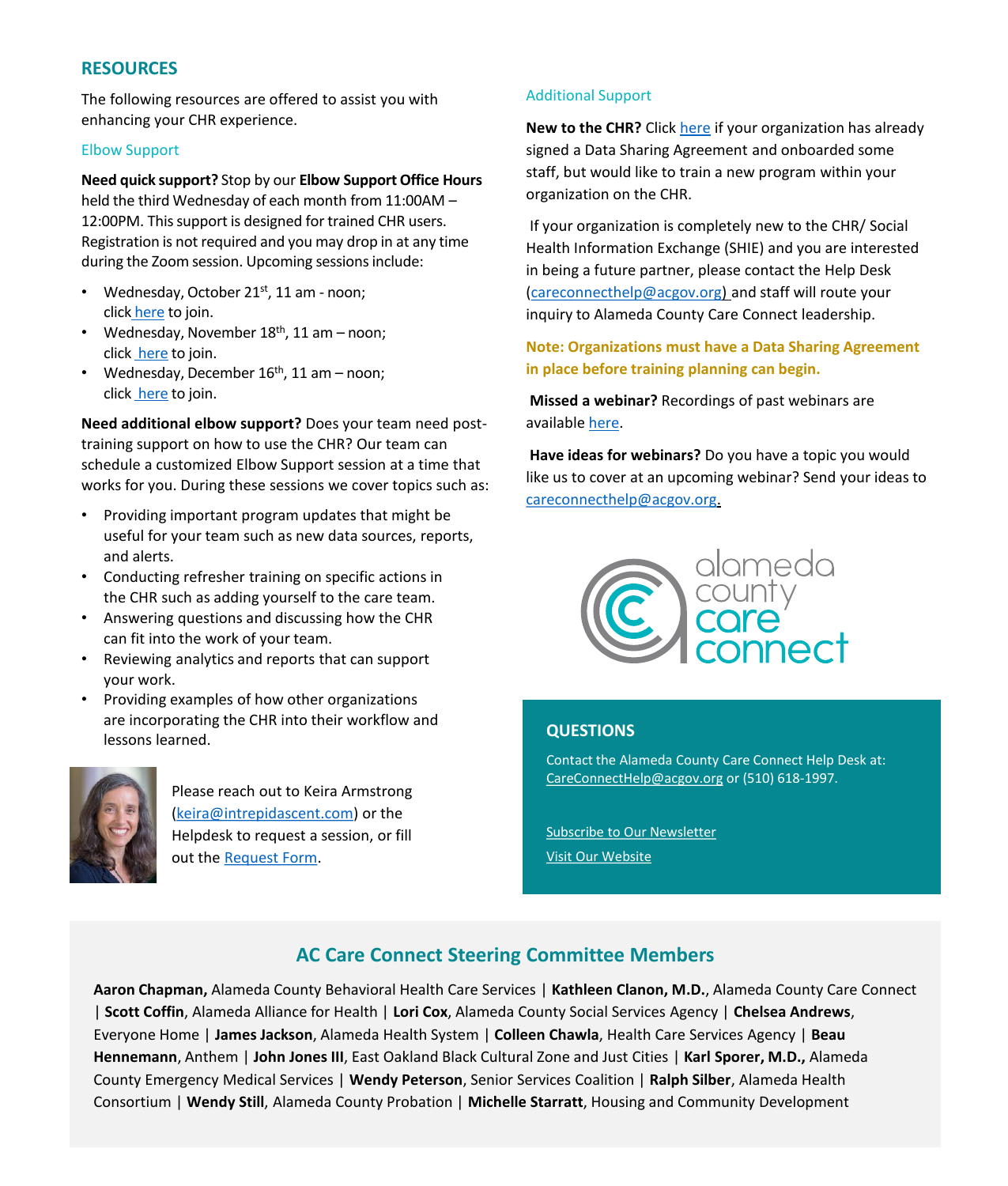## RESOURCES

The following resources are offered to assist you with enhancing your CHR experience.

### Elbow Support

**Need quick support?** Stop by our **Elbow Support Office Hours** held the third Wednesday of each month from 11:00AM – 12:00PM. This support is designed for trained CHR users. Registration is not required and you may drop in at any time during the Zoom session. Upcoming sessions include:

- Wednesday, October 21st, 11 am - noon; click here to join.
- Wednesday, November 18th, 11 am – noon; click here to join.
- Wednesday, December 16th, 11 am – noon; click here to join.

**Need additional elbow support?** Does your team need post-training support on how to use the CHR? Our team can schedule a customized Elbow Support session at a time that works for you. During these sessions we cover topics such as:

- Providing important program updates that might be useful for your team such as new data sources, reports, and alerts.
- Conducting refresher training on specific actions in the CHR such as adding yourself to the care team.
- Answering questions and discussing how the CHR can fit into the work of your team.
- Reviewing analytics and reports that can support your work.
- Providing examples of how other organizations are incorporating the CHR into their workflow and lessons learned.

Please reach out to Keira Armstrong (keira@intrepidascent.com) or the Helpdesk to request a session, or fill out the Request Form.

### Additional Support

**New to the CHR?** Click here if your organization has already signed a Data Sharing Agreement and onboarded some staff, but would like to train a new program within your organization on the CHR.

If your organization is completely new to the CHR/ Social Health Information Exchange (SHIE) and you are interested in being a future partner, please contact the Help Desk (careconnecthelp@acgov.org) and staff will route your inquiry to Alameda County Care Connect leadership.

**Note: Organizations must have a Data Sharing Agreement in place before training planning can begin.**

**Missed a webinar?** Recordings of past webinars are available here.

**Have ideas for webinars?** Do you have a topic you would like us to cover at an upcoming webinar? Send your ideas to careconnecthelp@acgov.org.

alameda county care connect

### QUESTIONS

Contact the Alameda County Care Connect Help Desk at: CareConnectHelp@acgov.org or (510) 618-1997.

Subscribe to Our Newsletter

Visit Our Website

## AC Care Connect Steering Committee Members

**Aaron Chapman,** Alameda County Behavioral Health Care Services | **Kathleen Clanon, M.D.**, Alameda County Care Connect | **Scott Coffin**, Alameda Alliance for Health | **Lori Cox**, Alameda County Social Services Agency | **Chelsea Andrews**, Everyone Home | **James Jackson**, Alameda Health System | **Colleen Chawla**, Health Care Services Agency | **Beau Hennemann**, Anthem | **John Jones III**, East Oakland Black Cultural Zone and Just Cities | **Karl Sporer, M.D.,** Alameda County Emergency Medical Services | **Wendy Peterson**, Senior Services Coalition | **Ralph Silber**, Alameda Health Consortium | **Wendy Still**, Alameda County Probation | **Michelle Starratt**, Housing and Community Development